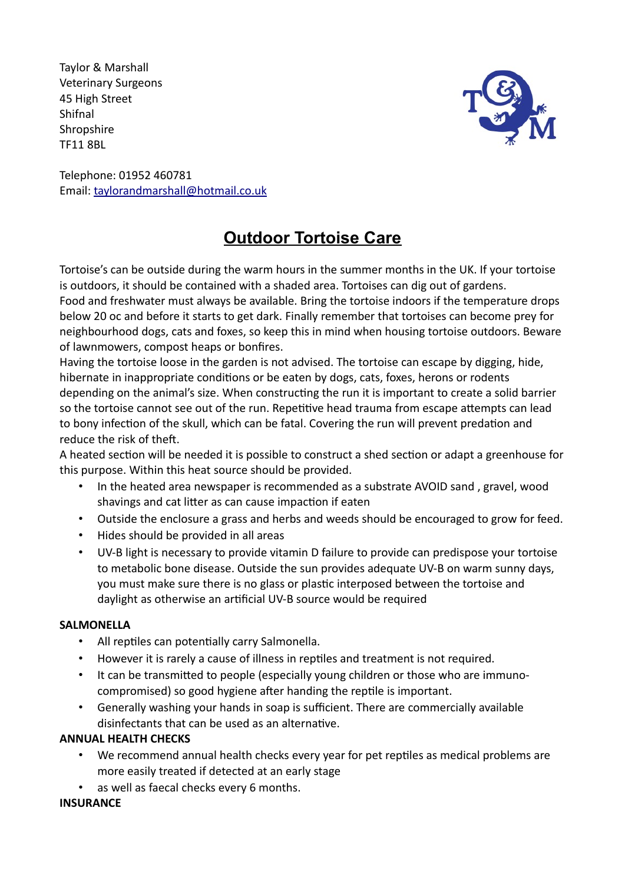Taylor & Marshall
Veterinary Surgeons
45 High Street
Shifnal
Shropshire
TF11 8BL

Telephone: 01952 460781
Email: taylorandmarshall@hotmail.co.uk

# Outdoor Tortoise Care

Tortoise's can be outside during the warm hours in the summer months in the UK. If your tortoise is outdoors, it should be contained with a shaded area. Tortoises can dig out of gardens.
Food and freshwater must always be available. Bring the tortoise indoors if the temperature drops below 20 oc and before it starts to get dark. Finally remember that tortoises can become prey for neighbourhood dogs, cats and foxes, so keep this in mind when housing tortoise outdoors. Beware of lawnmowers, compost heaps or bonfires.
Having the tortoise loose in the garden is not advised. The tortoise can escape by digging, hide, hibernate in inappropriate conditions or be eaten by dogs, cats, foxes, herons or rodents depending on the animal's size. When constructing the run it is important to create a solid barrier so the tortoise cannot see out of the run. Repetitive head trauma from escape attempts can lead to bony infection of the skull, which can be fatal. Covering the run will prevent predation and reduce the risk of theft.
A heated section will be needed it is possible to construct a shed section or adapt a greenhouse for this purpose. Within this heat source should be provided.

- In the heated area newspaper is recommended as a substrate AVOID sand , gravel, wood shavings and cat litter as can cause impaction if eaten
- Outside the enclosure a grass and herbs and weeds should be encouraged to grow for feed.
- Hides should be provided in all areas
- UV-B light is necessary to provide vitamin D failure to provide can predispose your tortoise to metabolic bone disease. Outside the sun provides adequate UV-B on warm sunny days, you must make sure there is no glass or plastic interposed between the tortoise and daylight as otherwise an artificial UV-B source would be required

**SALMONELLA**

- All reptiles can potentially carry Salmonella.
- However it is rarely a cause of illness in reptiles and treatment is not required.
- It can be transmitted to people (especially young children or those who are immuno-compromised) so good hygiene after handing the reptile is important.
- Generally washing your hands in soap is sufficient. There are commercially available disinfectants that can be used as an alternative.

**ANNUAL HEALTH CHECKS**

- We recommend annual health checks every year for pet reptiles as medical problems are more easily treated if detected at an early stage
- as well as faecal checks every 6 months.

**INSURANCE**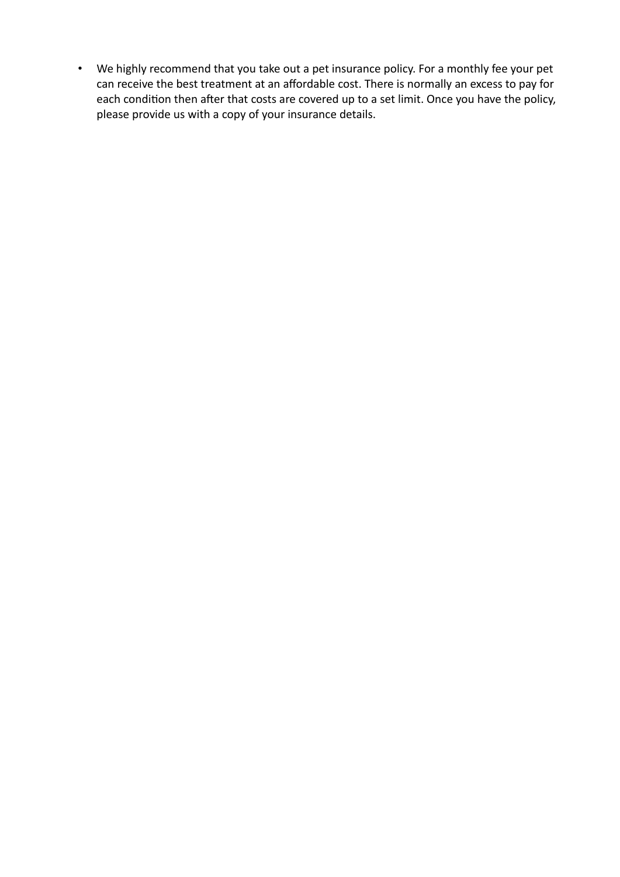- We highly recommend that you take out a pet insurance policy. For a monthly fee your pet can receive the best treatment at an affordable cost. There is normally an excess to pay for each condition then after that costs are covered up to a set limit. Once you have the policy, please provide us with a copy of your insurance details.